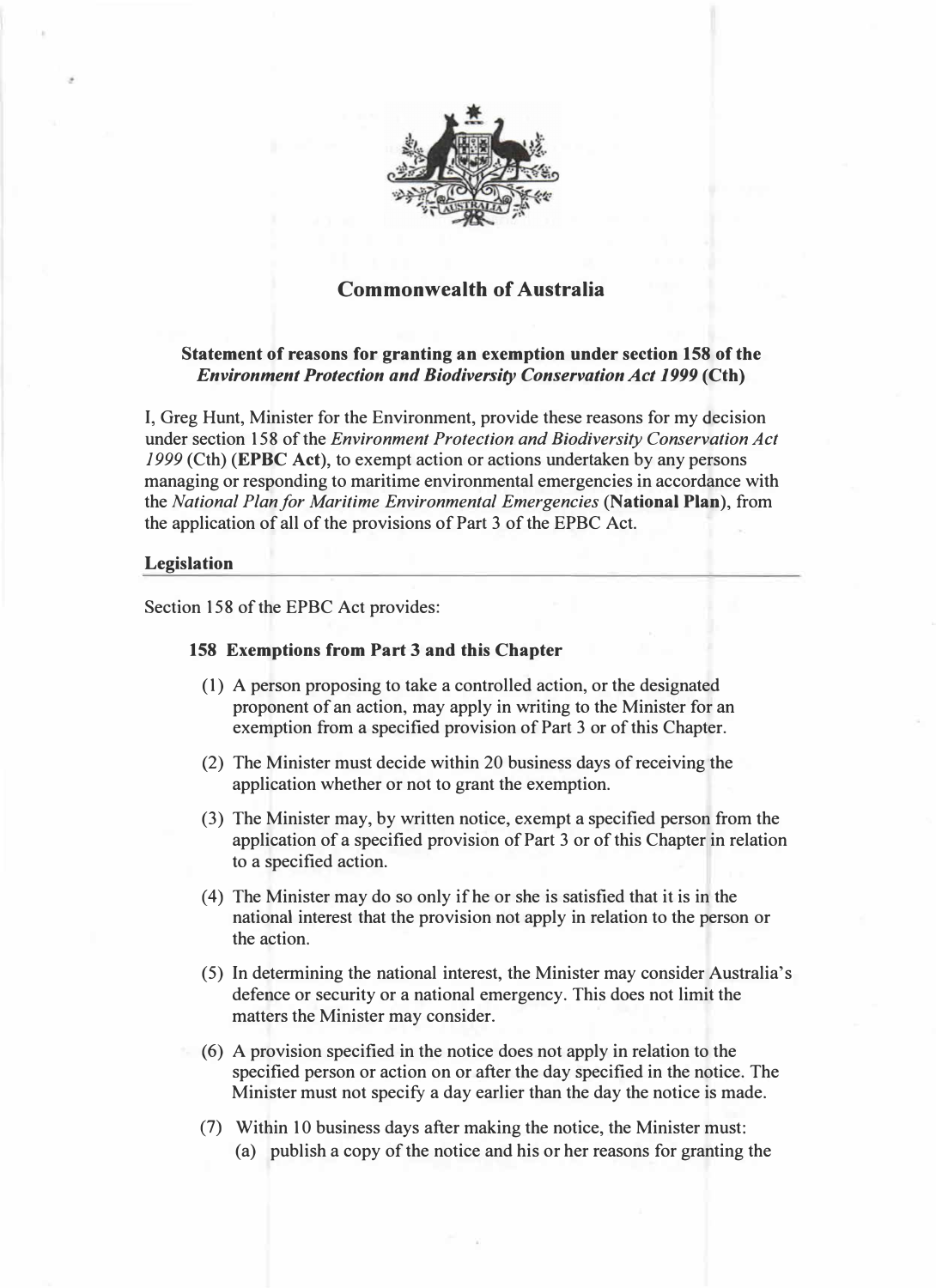# Commonwealth of Australia

## Statement of reasons for granting an exemption under section 158 of the *Environment Protection and Biodiversity Conservation Act 1999* (Cth)

I, Greg Hunt, Minister for the Environment, provide these reasons for my decision under section 158 of the *Environment Protection and Biodiversity Conservation Act 1999* (Cth) (**EPBC Act**), to exempt action or actions undertaken by any persons managing or responding to maritime environmental emergencies in accordance with the *National Plan for Maritime Environmental Emergencies* (**National Plan**), from the application of all of the provisions of Part 3 of the EPBC Act.

### Legislation

Section 158 of the EPBC Act provides:

> **158 Exemptions from Part 3 and this Chapter**
>
> (1) A person proposing to take a controlled action, or the designated proponent of an action, may apply in writing to the Minister for an exemption from a specified provision of Part 3 or of this Chapter.
>
> (2) The Minister must decide within 20 business days of receiving the application whether or not to grant the exemption.
>
> (3) The Minister may, by written notice, exempt a specified person from the application of a specified provision of Part 3 or of this Chapter in relation to a specified action.
>
> (4) The Minister may do so only if he or she is satisfied that it is in the national interest that the provision not apply in relation to the person or the action.
>
> (5) In determining the national interest, the Minister may consider Australia's defence or security or a national emergency. This does not limit the matters the Minister may consider.
>
> (6) A provision specified in the notice does not apply in relation to the specified person or action on or after the day specified in the notice. The Minister must not specify a day earlier than the day the notice is made.
>
> (7) Within 10 business days after making the notice, the Minister must:
>
> (a) publish a copy of the notice and his or her reasons for granting the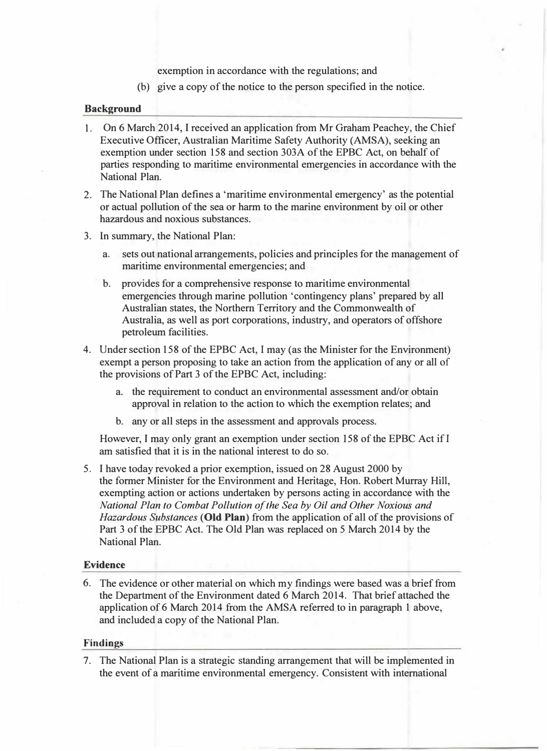exemption in accordance with the regulations; and

(b) give a copy of the notice to the person specified in the notice.

## Background

1. On 6 March 2014, I received an application from Mr Graham Peachey, the Chief Executive Officer, Australian Maritime Safety Authority (AMSA), seeking an exemption under section 158 and section 303A of the EPBC Act, on behalf of parties responding to maritime environmental emergencies in accordance with the National Plan.

2. The National Plan defines a 'maritime environmental emergency' as the potential or actual pollution of the sea or harm to the marine environment by oil or other hazardous and noxious substances.

3. In summary, the National Plan:

   a. sets out national arrangements, policies and principles for the management of maritime environmental emergencies; and

   b. provides for a comprehensive response to maritime environmental emergencies through marine pollution 'contingency plans' prepared by all Australian states, the Northern Territory and the Commonwealth of Australia, as well as port corporations, industry, and operators of offshore petroleum facilities.

4. Under section 158 of the EPBC Act, I may (as the Minister for the Environment) exempt a person proposing to take an action from the application of any or all of the provisions of Part 3 of the EPBC Act, including:

   a. the requirement to conduct an environmental assessment and/or obtain approval in relation to the action to which the exemption relates; and

   b. any or all steps in the assessment and approvals process.

   However, I may only grant an exemption under section 158 of the EPBC Act if I am satisfied that it is in the national interest to do so.

5. I have today revoked a prior exemption, issued on 28 August 2000 by the former Minister for the Environment and Heritage, Hon. Robert Murray Hill, exempting action or actions undertaken by persons acting in accordance with the *National Plan to Combat Pollution of the Sea by Oil and Other Noxious and Hazardous Substances* (**Old Plan**) from the application of all of the provisions of Part 3 of the EPBC Act. The Old Plan was replaced on 5 March 2014 by the National Plan.

## Evidence

6. The evidence or other material on which my findings were based was a brief from the Department of the Environment dated 6 March 2014. That brief attached the application of 6 March 2014 from the AMSA referred to in paragraph 1 above, and included a copy of the National Plan.

## Findings

7. The National Plan is a strategic standing arrangement that will be implemented in the event of a maritime environmental emergency. Consistent with international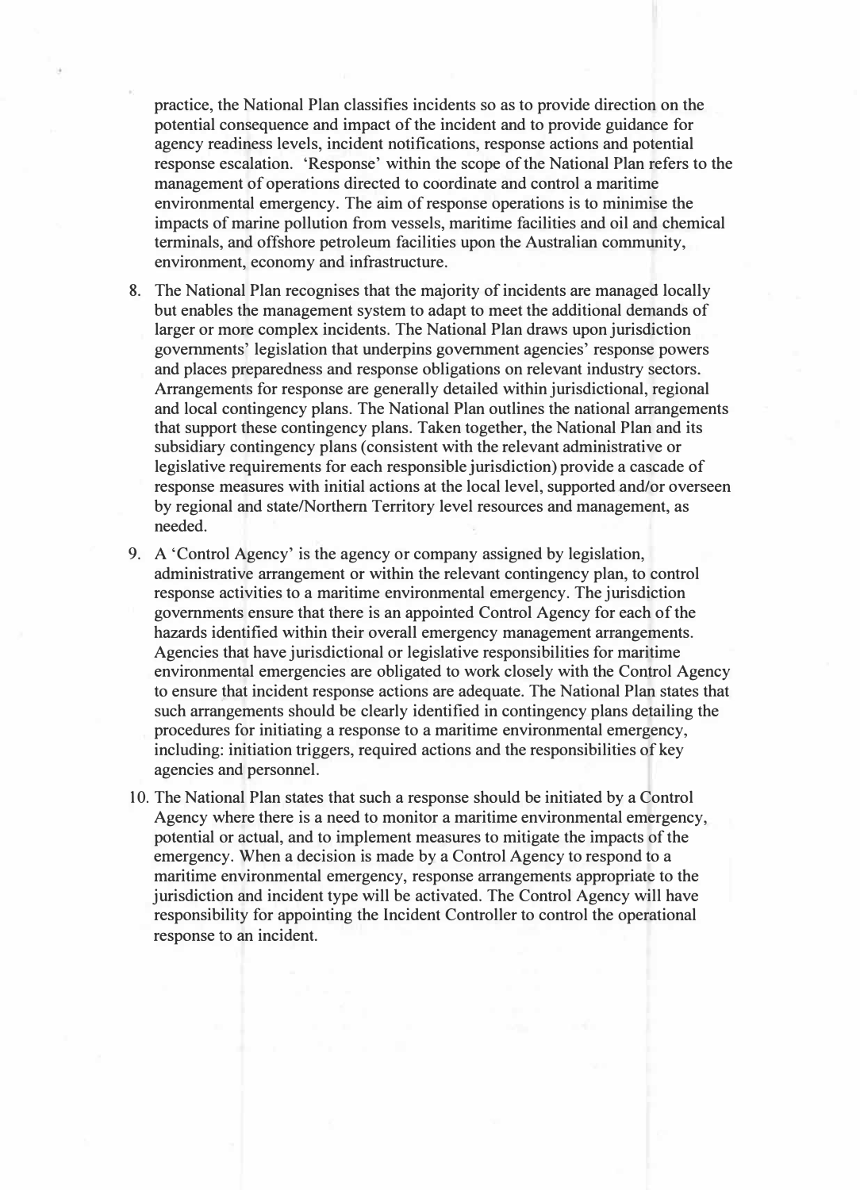practice, the National Plan classifies incidents so as to provide direction on the potential consequence and impact of the incident and to provide guidance for agency readiness levels, incident notifications, response actions and potential response escalation. 'Response' within the scope of the National Plan refers to the management of operations directed to coordinate and control a maritime environmental emergency. The aim of response operations is to minimise the impacts of marine pollution from vessels, maritime facilities and oil and chemical terminals, and offshore petroleum facilities upon the Australian community, environment, economy and infrastructure.

8. The National Plan recognises that the majority of incidents are managed locally but enables the management system to adapt to meet the additional demands of larger or more complex incidents. The National Plan draws upon jurisdiction governments' legislation that underpins government agencies' response powers and places preparedness and response obligations on relevant industry sectors. Arrangements for response are generally detailed within jurisdictional, regional and local contingency plans. The National Plan outlines the national arrangements that support these contingency plans. Taken together, the National Plan and its subsidiary contingency plans (consistent with the relevant administrative or legislative requirements for each responsible jurisdiction) provide a cascade of response measures with initial actions at the local level, supported and/or overseen by regional and state/Northern Territory level resources and management, as needed.

9. A 'Control Agency' is the agency or company assigned by legislation, administrative arrangement or within the relevant contingency plan, to control response activities to a maritime environmental emergency. The jurisdiction governments ensure that there is an appointed Control Agency for each of the hazards identified within their overall emergency management arrangements. Agencies that have jurisdictional or legislative responsibilities for maritime environmental emergencies are obligated to work closely with the Control Agency to ensure that incident response actions are adequate. The National Plan states that such arrangements should be clearly identified in contingency plans detailing the procedures for initiating a response to a maritime environmental emergency, including: initiation triggers, required actions and the responsibilities of key agencies and personnel.

10. The National Plan states that such a response should be initiated by a Control Agency where there is a need to monitor a maritime environmental emergency, potential or actual, and to implement measures to mitigate the impacts of the emergency. When a decision is made by a Control Agency to respond to a maritime environmental emergency, response arrangements appropriate to the jurisdiction and incident type will be activated. The Control Agency will have responsibility for appointing the Incident Controller to control the operational response to an incident.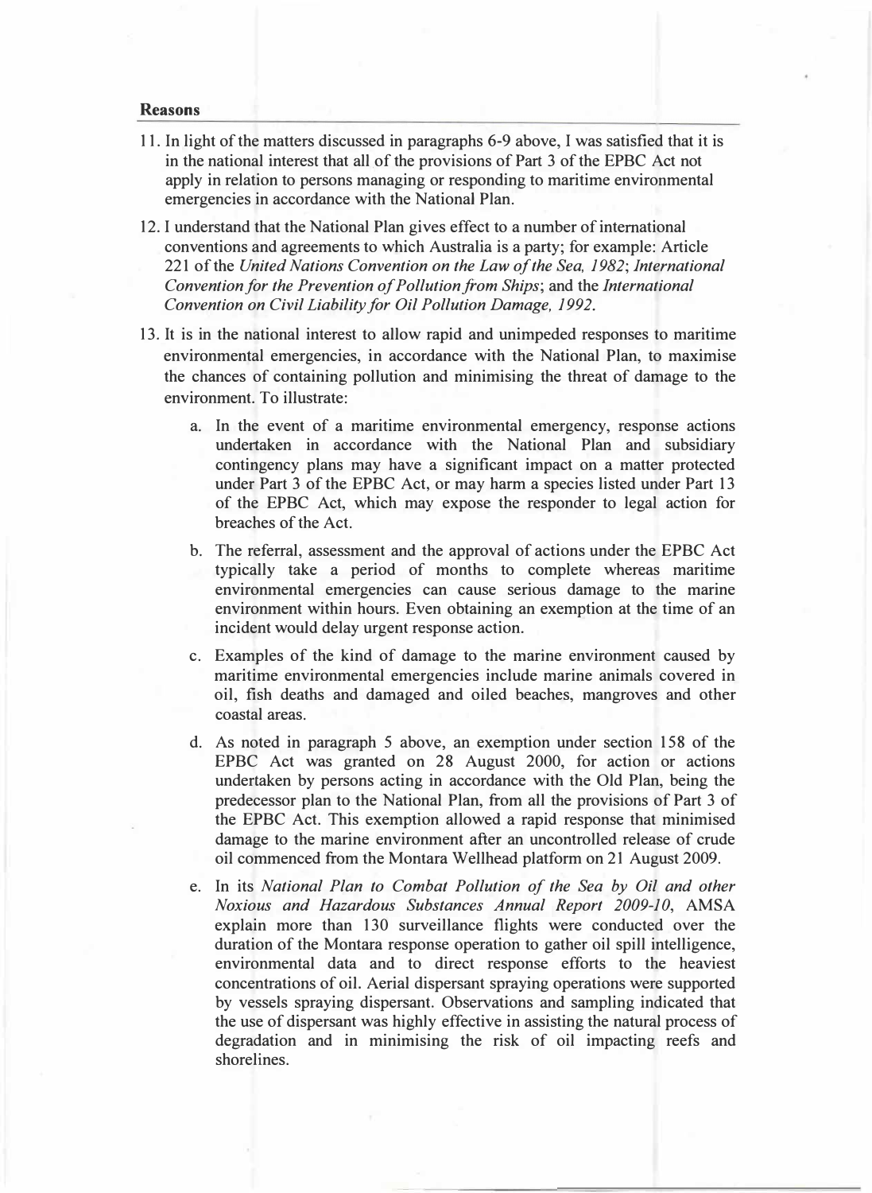## Reasons

11. In light of the matters discussed in paragraphs 6-9 above, I was satisfied that it is in the national interest that all of the provisions of Part 3 of the EPBC Act not apply in relation to persons managing or responding to maritime environmental emergencies in accordance with the National Plan.

12. I understand that the National Plan gives effect to a number of international conventions and agreements to which Australia is a party; for example: Article 221 of the *United Nations Convention on the Law of the Sea, 1982*; *International Convention for the Prevention of Pollution from Ships*; and the *International Convention on Civil Liability for Oil Pollution Damage, 1992*.

13. It is in the national interest to allow rapid and unimpeded responses to maritime environmental emergencies, in accordance with the National Plan, to maximise the chances of containing pollution and minimising the threat of damage to the environment. To illustrate:

    a. In the event of a maritime environmental emergency, response actions undertaken in accordance with the National Plan and subsidiary contingency plans may have a significant impact on a matter protected under Part 3 of the EPBC Act, or may harm a species listed under Part 13 of the EPBC Act, which may expose the responder to legal action for breaches of the Act.

    b. The referral, assessment and the approval of actions under the EPBC Act typically take a period of months to complete whereas maritime environmental emergencies can cause serious damage to the marine environment within hours. Even obtaining an exemption at the time of an incident would delay urgent response action.

    c. Examples of the kind of damage to the marine environment caused by maritime environmental emergencies include marine animals covered in oil, fish deaths and damaged and oiled beaches, mangroves and other coastal areas.

    d. As noted in paragraph 5 above, an exemption under section 158 of the EPBC Act was granted on 28 August 2000, for action or actions undertaken by persons acting in accordance with the Old Plan, being the predecessor plan to the National Plan, from all the provisions of Part 3 of the EPBC Act. This exemption allowed a rapid response that minimised damage to the marine environment after an uncontrolled release of crude oil commenced from the Montara Wellhead platform on 21 August 2009.

    e. In its *National Plan to Combat Pollution of the Sea by Oil and other Noxious and Hazardous Substances Annual Report 2009-10*, AMSA explain more than 130 surveillance flights were conducted over the duration of the Montara response operation to gather oil spill intelligence, environmental data and to direct response efforts to the heaviest concentrations of oil. Aerial dispersant spraying operations were supported by vessels spraying dispersant. Observations and sampling indicated that the use of dispersant was highly effective in assisting the natural process of degradation and in minimising the risk of oil impacting reefs and shorelines.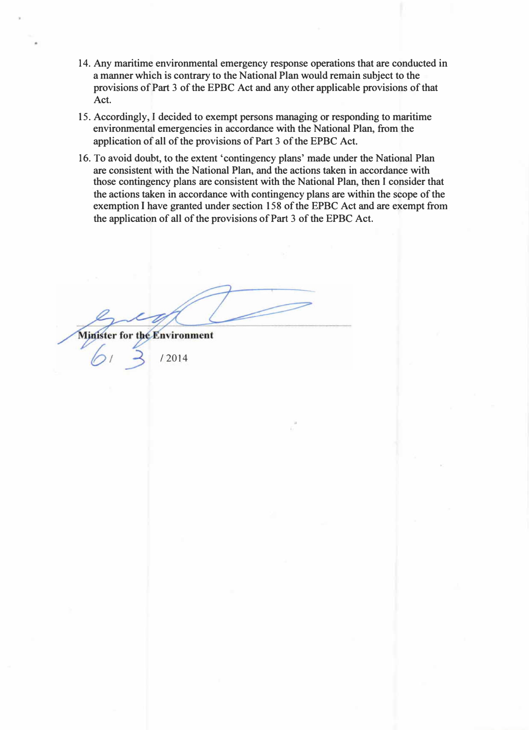14. Any maritime environmental emergency response operations that are conducted in a manner which is contrary to the National Plan would remain subject to the provisions of Part 3 of the EPBC Act and any other applicable provisions of that Act.
15. Accordingly, I decided to exempt persons managing or responding to maritime environmental emergencies in accordance with the National Plan, from the application of all of the provisions of Part 3 of the EPBC Act.
16. To avoid doubt, to the extent 'contingency plans' made under the National Plan are consistent with the National Plan, and the actions taken in accordance with those contingency plans are consistent with the National Plan, then I consider that the actions taken in accordance with contingency plans are within the scope of the exemption I have granted under section 158 of the EPBC Act and are exempt from the application of all of the provisions of Part 3 of the EPBC Act.

**Minister for the Environment**

6 / 3 / 2014